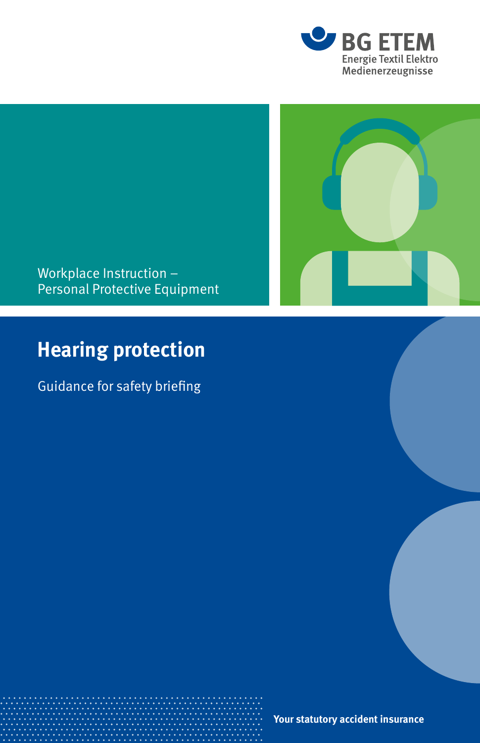BG ETEM
Energie Textil Elektro
Medienerzeugnisse

Workplace Instruction –
Personal Protective Equipment

# Hearing protection

Guidance for safety briefing

**Your statutory accident insurance**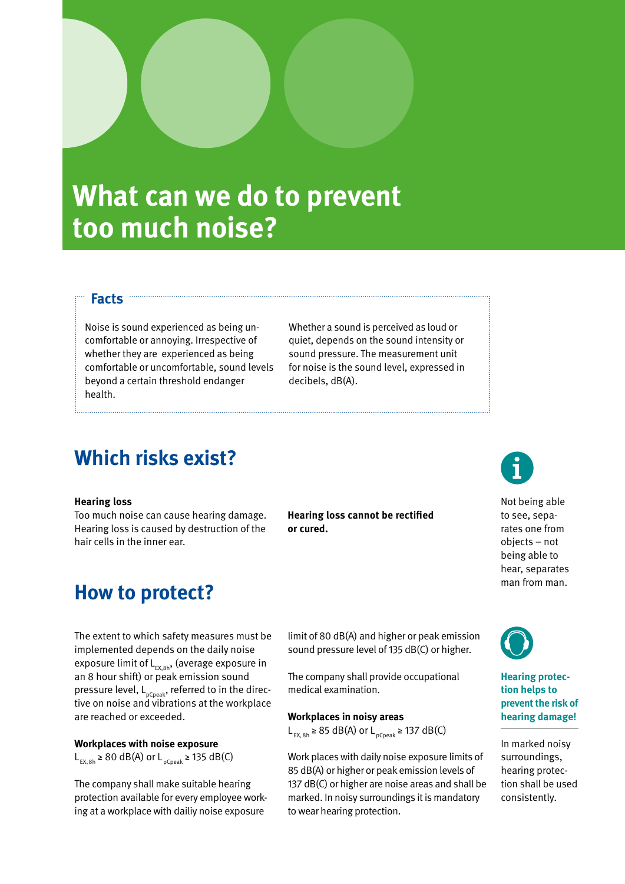# What can we do to prevent too much noise?

## Facts

Noise is sound experienced as being uncomfortable or annoying. Irrespective of whether they are experienced as being comfortable or uncomfortable, sound levels beyond a certain threshold endanger health.

Whether a sound is perceived as loud or quiet, depends on the sound intensity or sound pressure. The measurement unit for noise is the sound level, expressed in decibels, dB(A).

## Which risks exist?

**Hearing loss**

Too much noise can cause hearing damage. Hearing loss is caused by destruction of the hair cells in the inner ear.

**Hearing loss cannot be rectified or cured.**

Not being able to see, separates one from objects – not being able to hear, separates man from man.

## How to protect?

The extent to which safety measures must be implemented depends on the daily noise exposure limit of $L_{EX,8h}$, (average exposure in an 8 hour shift) or peak emission sound pressure level, $L_{pCpeak}$, referred to in the directive on noise and vibrations at the workplace are reached or exceeded.

**Workplaces with noise exposure**

$L_{EX,8h} \geq 80$ dB(A) or $L_{pCpeak} \geq 135$ dB(C)

The company shall make suitable hearing protection available for every employee working at a workplace with dailiy noise exposure limit of 80 dB(A) and higher or peak emission sound pressure level of 135 dB(C) or higher.

The company shall provide occupational medical examination.

**Workplaces in noisy areas**

$L_{EX,8h} \geq 85$ dB(A) or $L_{pCpeak} \geq 137$ dB(C)

Work places with daily noise exposure limits of 85 dB(A) or higher or peak emission levels of 137 dB(C) or higher are noise areas and shall be marked. In noisy surroundings it is mandatory to wear hearing protection.

**Hearing protection helps to prevent the risk of hearing damage!**

In marked noisy surroundings, hearing protection shall be used consistently.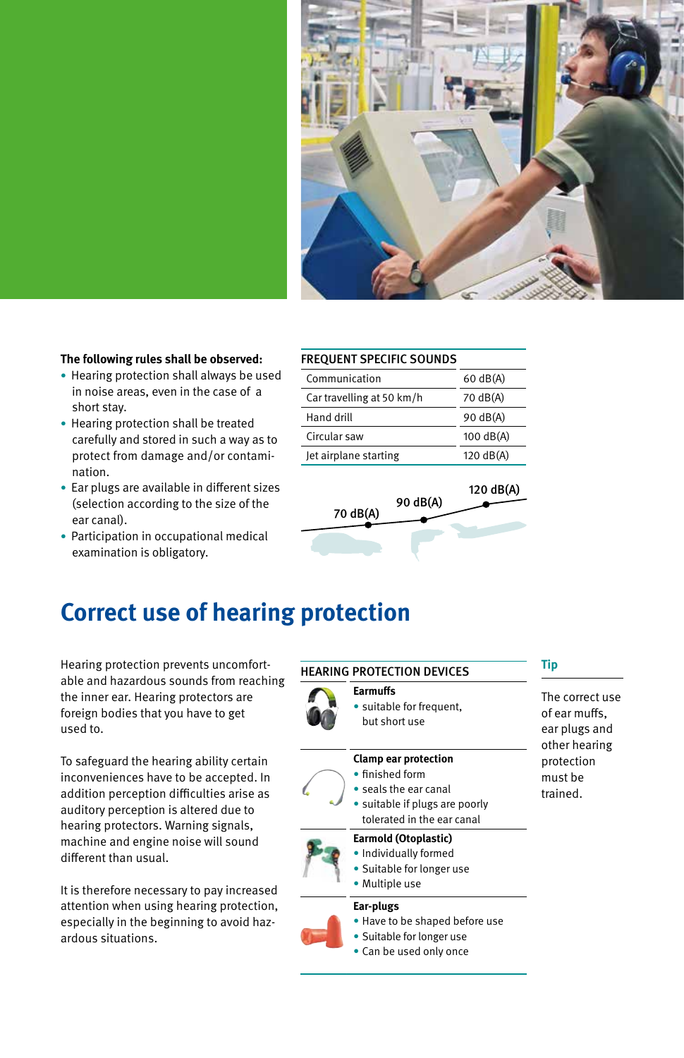**The following rules shall be observed:**

- Hearing protection shall always be used in noise areas, even in the case of a short stay.
- Hearing protection shall be treated carefully and stored in such a way as to protect from damage and/or contamination.
- Ear plugs are available in different sizes (selection according to the size of the ear canal).
- Participation in occupational medical examination is obligatory.

| FREQUENT SPECIFIC SOUNDS | |
|---|---|
| Communication | 60 dB(A) |
| Car travelling at 50 km/h | 70 dB(A) |
| Hand drill | 90 dB(A) |
| Circular saw | 100 dB(A) |
| Jet airplane starting | 120 dB(A) |

70 dB(A) 90 dB(A) 120 dB(A)

# Correct use of hearing protection

Hearing protection prevents uncomfortable and hazardous sounds from reaching the inner ear. Hearing protectors are foreign bodies that you have to get used to.

To safeguard the hearing ability certain inconveniences have to be accepted. In addition perception difficulties arise as auditory perception is altered due to hearing protectors. Warning signals, machine and engine noise will sound different than usual.

It is therefore necessary to pay increased attention when using hearing protection, especially in the beginning to avoid hazardous situations.

| HEARING PROTECTION DEVICES |
|---|
| **Earmuffs**<br>• suitable for frequent, but short use |
| **Clamp ear protection**<br>• finished form<br>• seals the ear canal<br>• suitable if plugs are poorly tolerated in the ear canal |
| **Earmold (Otoplastic)**<br>• Individually formed<br>• Suitable for longer use<br>• Multiple use |
| **Ear-plugs**<br>• Have to be shaped before use<br>• Suitable for longer use<br>• Can be used only once |

**Tip**

The correct use of ear muffs, ear plugs and other hearing protection must be trained.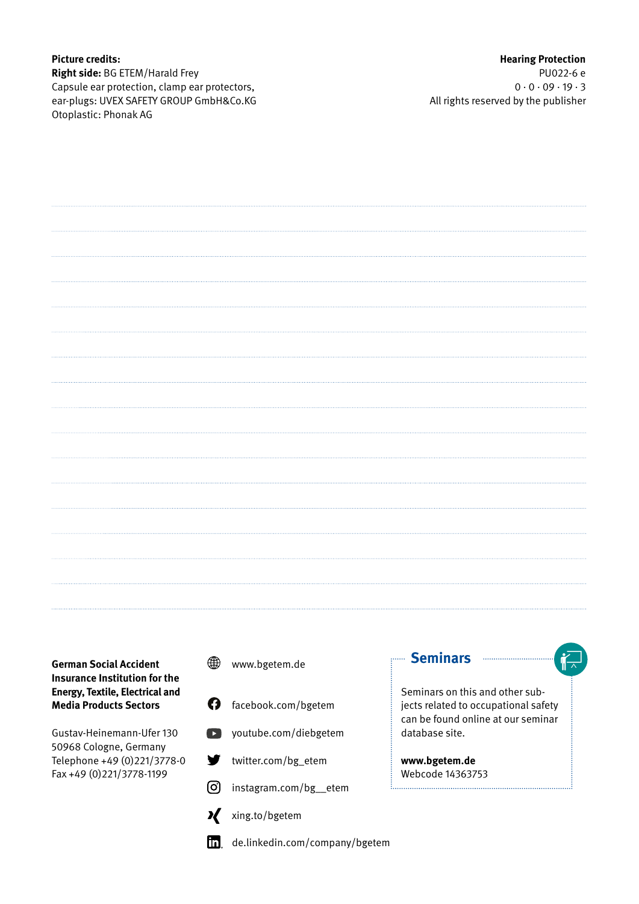**Picture credits:**
**Right side:** BG ETEM/Harald Frey
Capsule ear protection, clamp ear protectors, ear-plugs: UVEX SAFETY GROUP GmbH&Co.KG
Otoplastic: Phonak AG

**Hearing Protection**
PU022-6 e
0 · 0 · 09 · 19 · 3
All rights reserved by the publisher

**German Social Accident Insurance Institution for the Energy, Textile, Electrical and Media Products Sectors**

Gustav-Heinemann-Ufer 130
50968 Cologne, Germany
Telephone +49 (0)221/3778-0
Fax +49 (0)221/3778-1199

www.bgetem.de

facebook.com/bgetem

youtube.com/diebgetem

twitter.com/bg_etem

instagram.com/bg__etem

xing.to/bgetem

de.linkedin.com/company/bgetem

## Seminars

Seminars on this and other subjects related to occupational safety can be found online at our seminar database site.

**www.bgetem.de**
Webcode 14363753